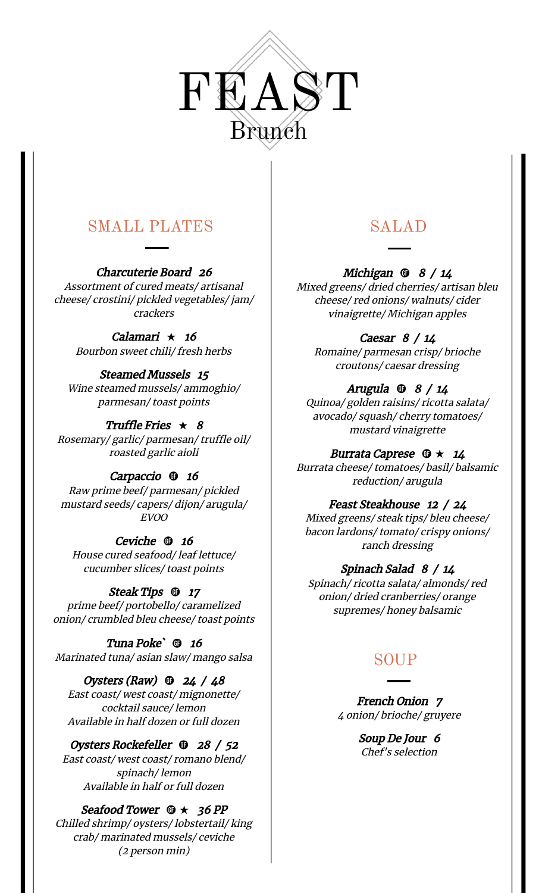# FEAST

Brunch

## SMALL PLATES

***Charcuterie Board* 26**
*Assortment of cured meats/ artisanal cheese/ crostini/ pickled vegetables/ jam/ crackers*

***Calamari* ★ 16**
*Bourbon sweet chili/ fresh herbs*

***Steamed Mussels* 15**
*Wine steamed mussels/ ammoghio/ parmesan/ toast points*

***Truffle Fries* ★ 8**
*Rosemary/ garlic/ parmesan/ truffle oil/ roasted garlic aioli*

***Carpaccio* GF 16**
*Raw prime beef/ parmesan/ pickled mustard seeds/ dijon/ arugula/ EVOO*

***Ceviche* GF 16**
*House cured seafood/ leaf lettuce/ cucumber slices/ toast points*

***Steak Tips* GF 17**
*prime beef/ portobello/ caramelized onion/ crumbled bleu cheese/ toast points*

***Tuna Poke`* GF 16**
*Marinated tuna/ asian slaw/ mango salsa*

***Oysters (Raw)* GF 24 / 48**
*East coast/ west coast/ mignonette/ cocktail sauce/ lemon*
*Available in half dozen or full dozen*

***Oysters Rockefeller* GF 28 / 52**
*East coast/ west coast/ romano blend/ spinach/ lemon*
*Available in half or full dozen*

***Seafood Tower* GF ★ 36 PP**
*Chilled shrimp/ oysters/ lobstertail/ king crab/ marinated mussels/ ceviche*
*(2 person min)*

## SALAD

***Michigan* GF 8 / 14**
*Mixed greens/ dried cherries/ artisan bleu cheese/ red onions/ walnuts/ cider vinaigrette/ Michigan apples*

***Caesar* 8 / 14**
*Romaine/ parmesan crisp/ brioche croutons/ caesar dressing*

***Arugula* GF 8 / 14**
*Quinoa/ golden raisins/ ricotta salata/ avocado/ squash/ cherry tomatoes/ mustard vinaigrette*

***Burrata Caprese* GF ★ 14**
*Burrata cheese/ tomatoes/ basil/ balsamic reduction/ arugula*

***Feast Steakhouse* 12 / 24**
*Mixed greens/ steak tips/ bleu cheese/ bacon lardons/ tomato/ crispy onions/ ranch dressing*

***Spinach Salad* 8 / 14**
*Spinach/ ricotta salata/ almonds/ red onion/ dried cranberries/ orange supremes/ honey balsamic*

## SOUP

***French Onion* 7**
*4 onion/ brioche/ gruyere*

***Soup De Jour* 6**
*Chef's selection*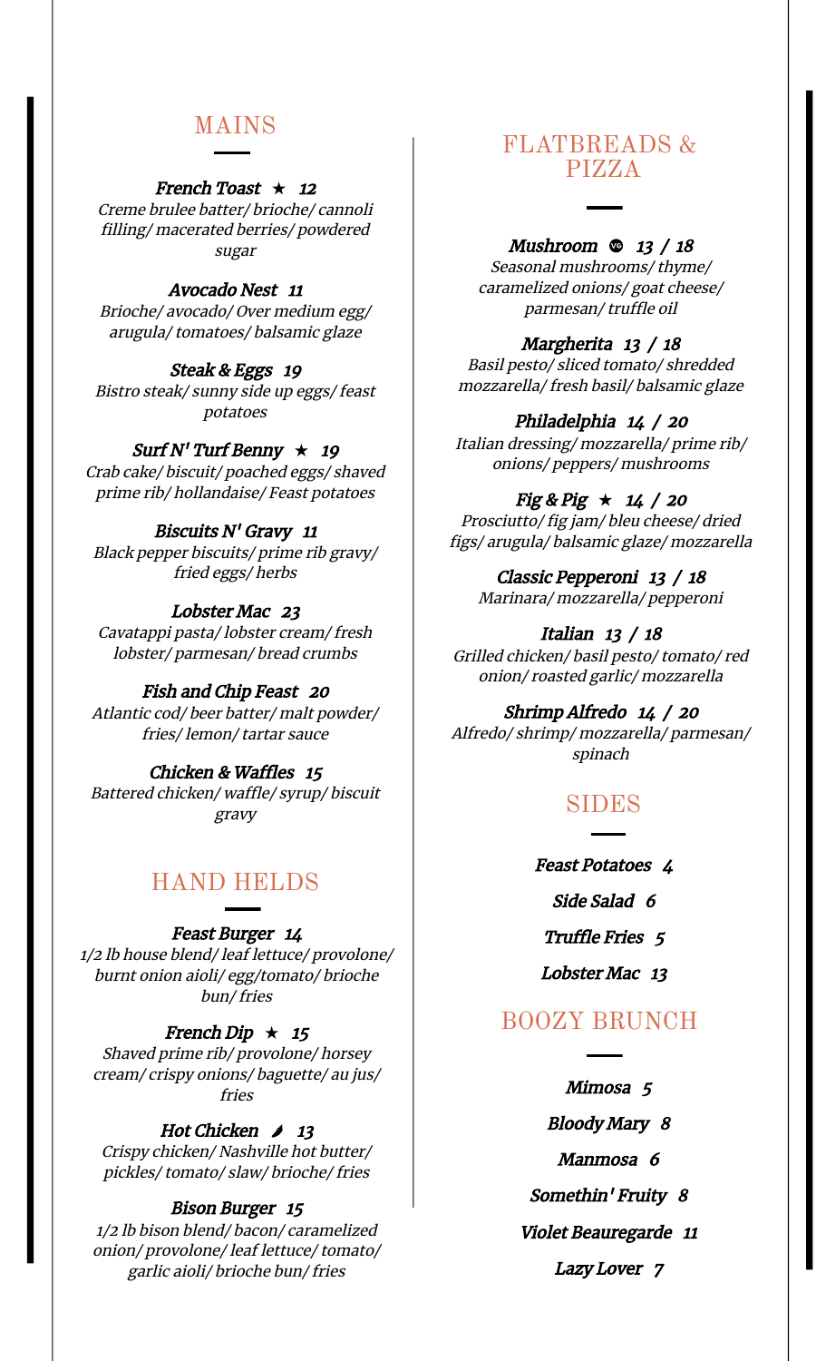## MAINS

***French Toast ★ 12***
*Creme brulee batter/ brioche/ cannoli filling/ macerated berries/ powdered sugar*

***Avocado Nest 11***
*Brioche/ avocado/ Over medium egg/ arugula/ tomatoes/ balsamic glaze*

***Steak & Eggs 19***
*Bistro steak/ sunny side up eggs/ feast potatoes*

***Surf N' Turf Benny ★ 19***
*Crab cake/ biscuit/ poached eggs/ shaved prime rib/ hollandaise/ Feast potatoes*

***Biscuits N' Gravy 11***
*Black pepper biscuits/ prime rib gravy/ fried eggs/ herbs*

***Lobster Mac 23***
*Cavatappi pasta/ lobster cream/ fresh lobster/ parmesan/ bread crumbs*

***Fish and Chip Feast 20***
*Atlantic cod/ beer batter/ malt powder/ fries/ lemon/ tartar sauce*

***Chicken & Waffles 15***
*Battered chicken/ waffle/ syrup/ biscuit gravy*

## HAND HELDS

***Feast Burger 14***
*1/2 lb house blend/ leaf lettuce/ provolone/ burnt onion aioli/ egg/tomato/ brioche bun/ fries*

***French Dip ★ 15***
*Shaved prime rib/ provolone/ horsey cream/ crispy onions/ baguette/ au jus/ fries*

***Hot Chicken 🌶 13***
*Crispy chicken/ Nashville hot butter/ pickles/ tomato/ slaw/ brioche/ fries*

***Bison Burger 15***
*1/2 lb bison blend/ bacon/ caramelized onion/ provolone/ leaf lettuce/ tomato/ garlic aioli/ brioche bun/ fries*

## FLATBREADS & PIZZA

***Mushroom (VG) 13 / 18***
*Seasonal mushrooms/ thyme/ caramelized onions/ goat cheese/ parmesan/ truffle oil*

***Margherita 13 / 18***
*Basil pesto/ sliced tomato/ shredded mozzarella/ fresh basil/ balsamic glaze*

***Philadelphia 14 / 20***
*Italian dressing/ mozzarella/ prime rib/ onions/ peppers/ mushrooms*

***Fig & Pig ★ 14 / 20***
*Prosciutto/ fig jam/ bleu cheese/ dried figs/ arugula/ balsamic glaze/ mozzarella*

***Classic Pepperoni 13 / 18***
*Marinara/ mozzarella/ pepperoni*

***Italian 13 / 18***
*Grilled chicken/ basil pesto/ tomato/ red onion/ roasted garlic/ mozzarella*

***Shrimp Alfredo 14 / 20***
*Alfredo/ shrimp/ mozzarella/ parmesan/ spinach*

## SIDES

***Feast Potatoes 4***

***Side Salad 6***

***Truffle Fries 5***

***Lobster Mac 13***

## BOOZY BRUNCH

***Mimosa 5***

***Bloody Mary 8***

***Manmosa 6***

***Somethin' Fruity 8***

***Violet Beauregarde 11***

***Lazy Lover 7***